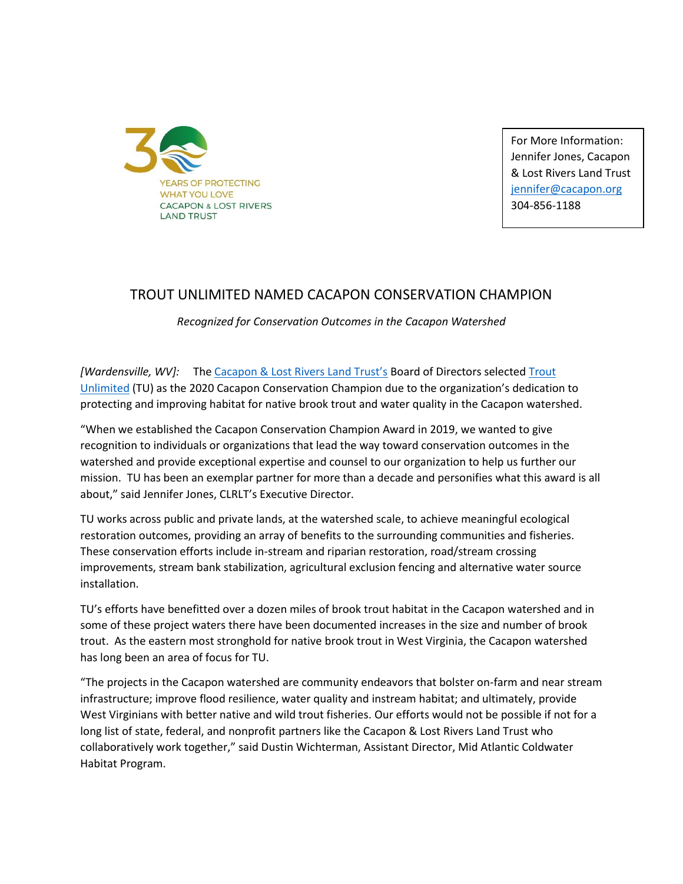30 YEARS OF PROTECTING WHAT YOU LOVE
CACAPON & LOST RIVERS LAND TRUST

For More Information:
Jennifer Jones, Cacapon & Lost Rivers Land Trust
jennifer@cacapon.org
304-856-1188

# TROUT UNLIMITED NAMED CACAPON CONSERVATION CHAMPION

*Recognized for Conservation Outcomes in the Cacapon Watershed*

*[Wardensville, WV]:* The Cacapon & Lost Rivers Land Trust's Board of Directors selected Trout Unlimited (TU) as the 2020 Cacapon Conservation Champion due to the organization's dedication to protecting and improving habitat for native brook trout and water quality in the Cacapon watershed.

"When we established the Cacapon Conservation Champion Award in 2019, we wanted to give recognition to individuals or organizations that lead the way toward conservation outcomes in the watershed and provide exceptional expertise and counsel to our organization to help us further our mission. TU has been an exemplar partner for more than a decade and personifies what this award is all about," said Jennifer Jones, CLRLT's Executive Director.

TU works across public and private lands, at the watershed scale, to achieve meaningful ecological restoration outcomes, providing an array of benefits to the surrounding communities and fisheries. These conservation efforts include in-stream and riparian restoration, road/stream crossing improvements, stream bank stabilization, agricultural exclusion fencing and alternative water source installation.

TU's efforts have benefitted over a dozen miles of brook trout habitat in the Cacapon watershed and in some of these project waters there have been documented increases in the size and number of brook trout. As the eastern most stronghold for native brook trout in West Virginia, the Cacapon watershed has long been an area of focus for TU.

"The projects in the Cacapon watershed are community endeavors that bolster on-farm and near stream infrastructure; improve flood resilience, water quality and instream habitat; and ultimately, provide West Virginians with better native and wild trout fisheries. Our efforts would not be possible if not for a long list of state, federal, and nonprofit partners like the Cacapon & Lost Rivers Land Trust who collaboratively work together," said Dustin Wichterman, Assistant Director, Mid Atlantic Coldwater Habitat Program.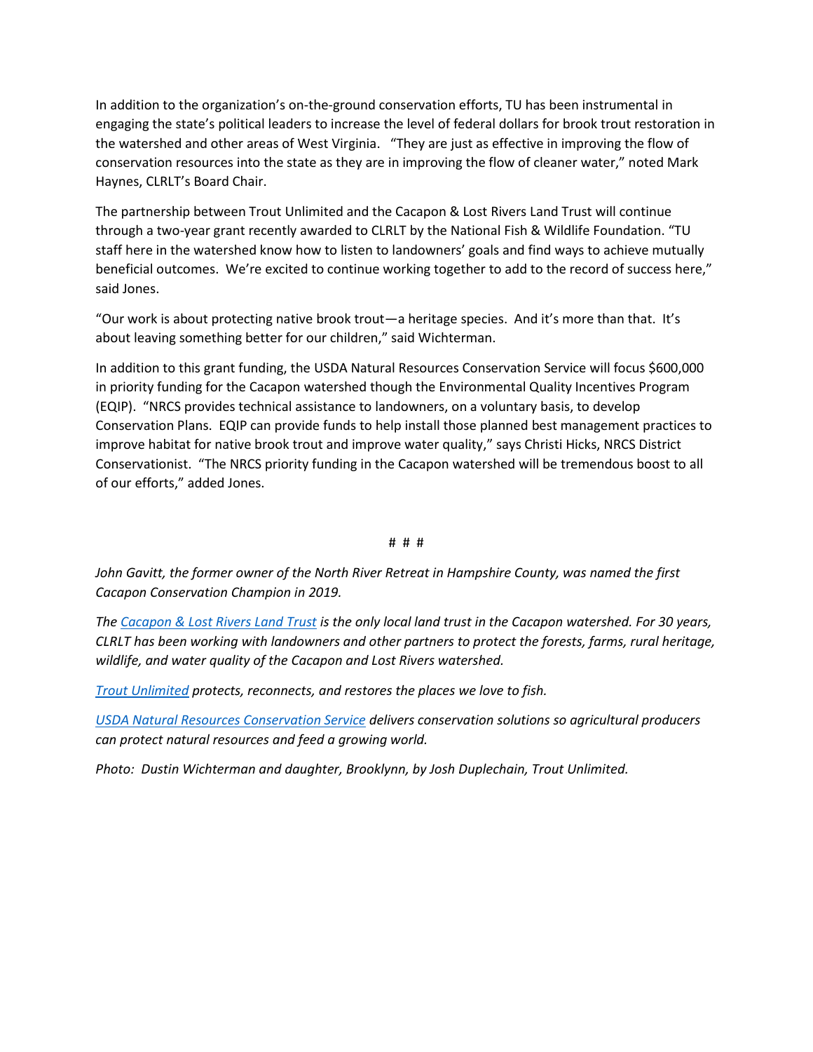In addition to the organization's on-the-ground conservation efforts, TU has been instrumental in engaging the state's political leaders to increase the level of federal dollars for brook trout restoration in the watershed and other areas of West Virginia. "They are just as effective in improving the flow of conservation resources into the state as they are in improving the flow of cleaner water," noted Mark Haynes, CLRLT's Board Chair.

The partnership between Trout Unlimited and the Cacapon & Lost Rivers Land Trust will continue through a two-year grant recently awarded to CLRLT by the National Fish & Wildlife Foundation. "TU staff here in the watershed know how to listen to landowners' goals and find ways to achieve mutually beneficial outcomes. We're excited to continue working together to add to the record of success here," said Jones.

"Our work is about protecting native brook trout—a heritage species. And it's more than that. It's about leaving something better for our children," said Wichterman.

In addition to this grant funding, the USDA Natural Resources Conservation Service will focus $600,000 in priority funding for the Cacapon watershed though the Environmental Quality Incentives Program (EQIP). "NRCS provides technical assistance to landowners, on a voluntary basis, to develop Conservation Plans. EQIP can provide funds to help install those planned best management practices to improve habitat for native brook trout and improve water quality," says Christi Hicks, NRCS District Conservationist. "The NRCS priority funding in the Cacapon watershed will be tremendous boost to all of our efforts," added Jones.

# # #

*John Gavitt, the former owner of the North River Retreat in Hampshire County, was named the first Cacapon Conservation Champion in 2019.*

*The Cacapon & Lost Rivers Land Trust is the only local land trust in the Cacapon watershed. For 30 years, CLRLT has been working with landowners and other partners to protect the forests, farms, rural heritage, wildlife, and water quality of the Cacapon and Lost Rivers watershed.*

*Trout Unlimited protects, reconnects, and restores the places we love to fish.*

*USDA Natural Resources Conservation Service delivers conservation solutions so agricultural producers can protect natural resources and feed a growing world.*

*Photo: Dustin Wichterman and daughter, Brooklynn, by Josh Duplechain, Trout Unlimited.*